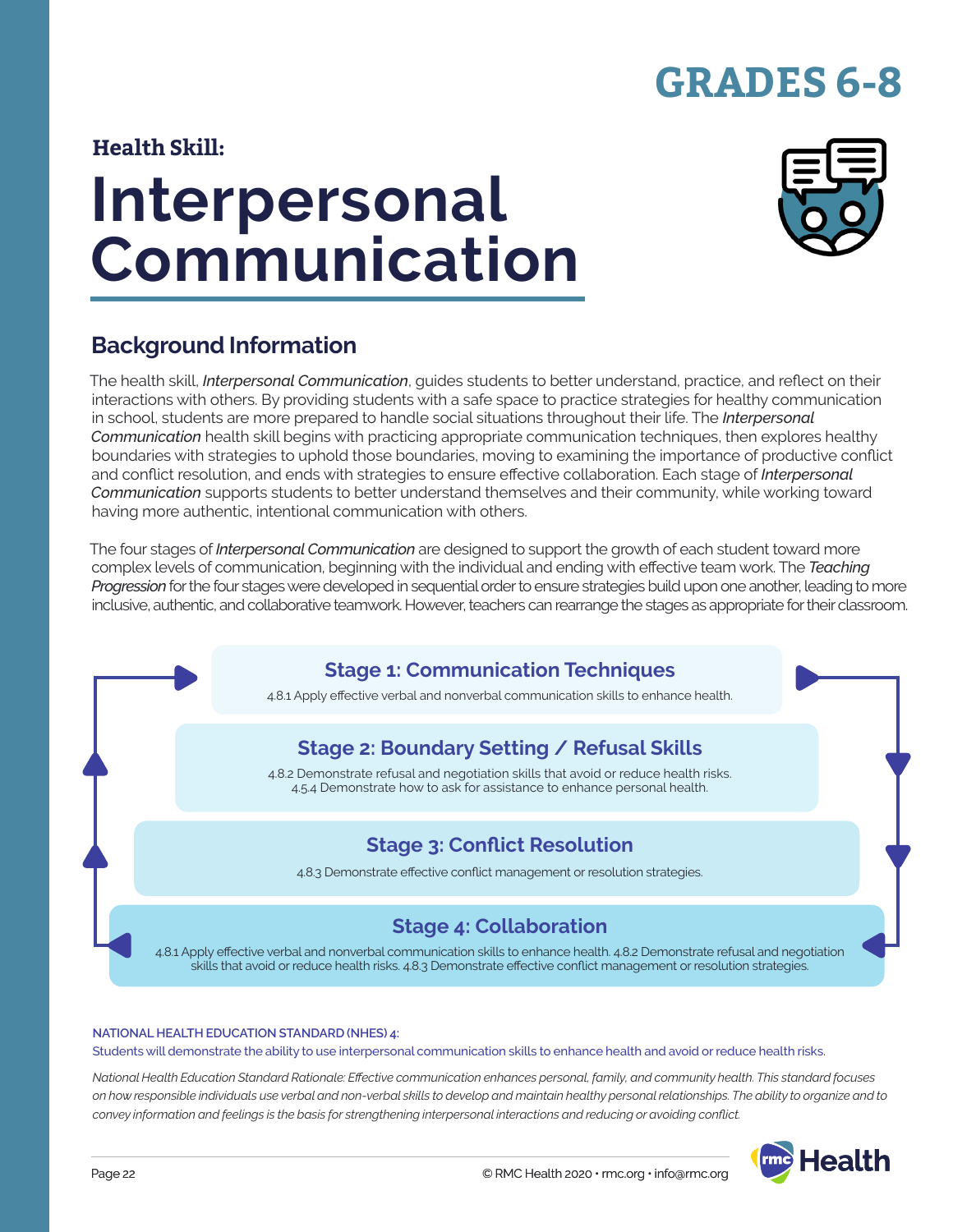# GRADES 6-8

### Health Skill:

# Interpersonal Communication

## Background Information

The health skill, *Interpersonal Communication*, guides students to better understand, practice, and reflect on their interactions with others. By providing students with a safe space to practice strategies for healthy communication in school, students are more prepared to handle social situations throughout their life. The *Interpersonal Communication* health skill begins with practicing appropriate communication techniques, then explores healthy boundaries with strategies to uphold those boundaries, moving to examining the importance of productive conflict and conflict resolution, and ends with strategies to ensure effective collaboration. Each stage of *Interpersonal Communication* supports students to better understand themselves and their community, while working toward having more authentic, intentional communication with others.

The four stages of *Interpersonal Communication* are designed to support the growth of each student toward more complex levels of communication, beginning with the individual and ending with effective team work. The *Teaching Progression* for the four stages were developed in sequential order to ensure strategies build upon one another, leading to more inclusive, authentic, and collaborative teamwork. However, teachers can rearrange the stages as appropriate for their classroom.

### Stage 1: Communication Techniques

4.8.1 Apply effective verbal and nonverbal communication skills to enhance health.

### Stage 2: Boundary Setting / Refusal Skills

4.8.2 Demonstrate refusal and negotiation skills that avoid or reduce health risks.
4.5.4 Demonstrate how to ask for assistance to enhance personal health.

### Stage 3: Conflict Resolution

4.8.3 Demonstrate effective conflict management or resolution strategies.

### Stage 4: Collaboration

4.8.1 Apply effective verbal and nonverbal communication skills to enhance health. 4.8.2 Demonstrate refusal and negotiation skills that avoid or reduce health risks. 4.8.3 Demonstrate effective conflict management or resolution strategies.

**NATIONAL HEALTH EDUCATION STANDARD (NHES) 4:**
Students will demonstrate the ability to use interpersonal communication skills to enhance health and avoid or reduce health risks.

*National Health Education Standard Rationale: Effective communication enhances personal, family, and community health. This standard focuses on how responsible individuals use verbal and non-verbal skills to develop and maintain healthy personal relationships. The ability to organize and to convey information and feelings is the basis for strengthening interpersonal interactions and reducing or avoiding conflict.*

© RMC Health 2020 • rmc.org • info@rmc.org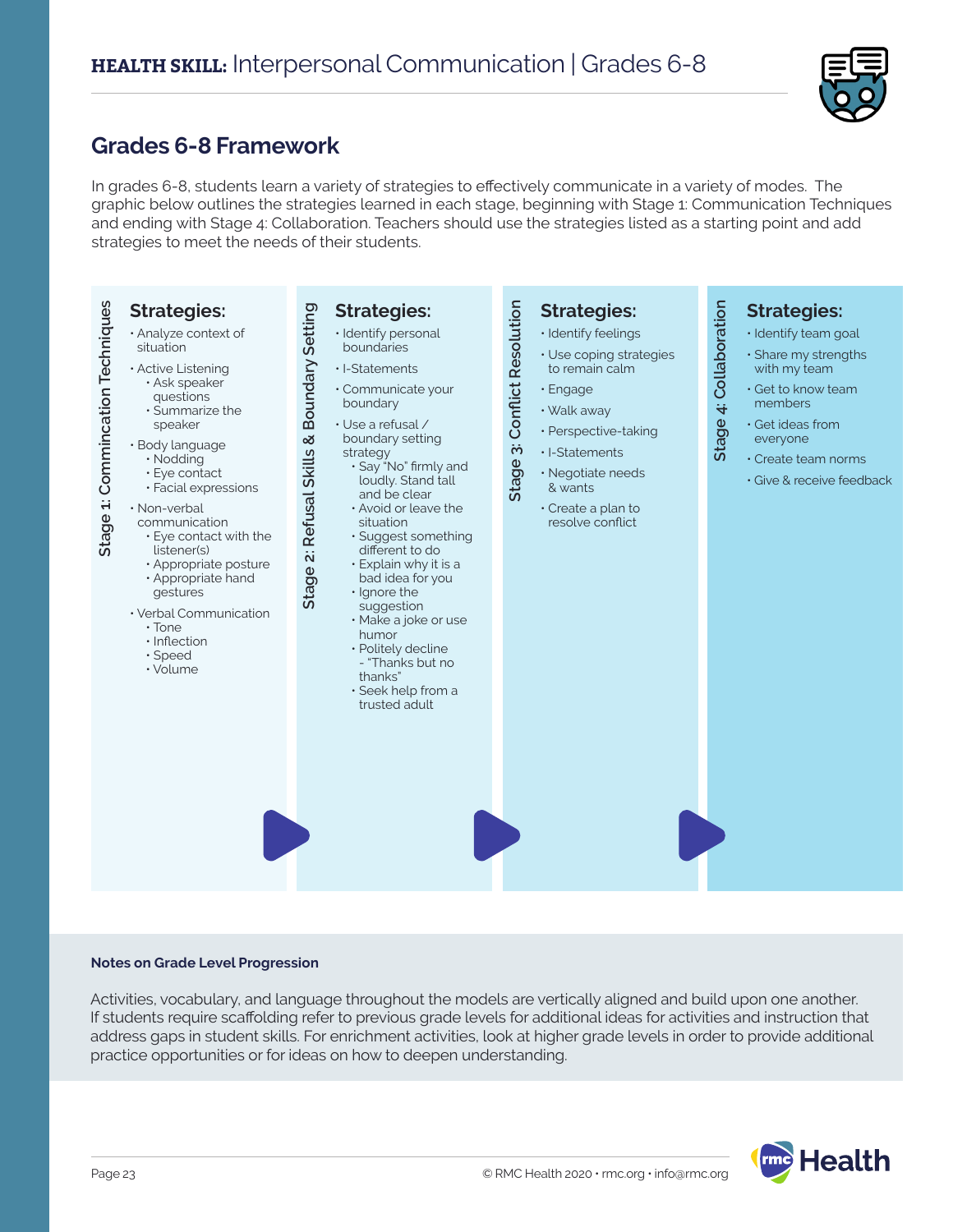# HEALTH SKILL: Interpersonal Communication | Grades 6-8

## Grades 6-8 Framework

In grades 6-8, students learn a variety of strategies to effectively communicate in a variety of modes. The graphic below outlines the strategies learned in each stage, beginning with Stage 1: Communication Techniques and ending with Stage 4: Collaboration. Teachers should use the strategies listed as a starting point and add strategies to meet the needs of their students.

### Stage 1: Commincation Techniques

**Strategies:**

- Analyze context of situation
- Active Listening
  - Ask speaker questions
  - Summarize the speaker
- Body language
  - Nodding
  - Eye contact
  - Facial expressions
- Non-verbal communication
  - Eye contact with the listener(s)
  - Appropriate posture
  - Appropriate hand gestures
- Verbal Communication
  - Tone
  - Inflection
  - Speed
  - Volume

### Stage 2: Refusal Skills & Boundary Setting

**Strategies:**

- Identify personal boundaries
- I-Statements
- Communicate your boundary
- Use a refusal / boundary setting strategy
  - Say "No" firmly and loudly. Stand tall and be clear
  - Avoid or leave the situation
  - Suggest something different to do
  - Explain why it is a bad idea for you
  - Ignore the suggestion
  - Make a joke or use humor
  - Politely decline - "Thanks but no thanks"
  - Seek help from a trusted adult

### Stage 3: Conflict Resolution

**Strategies:**

- Identify feelings
- Use coping strategies to remain calm
- Engage
- Walk away
- Perspective-taking
- I-Statements
- Negotiate needs & wants
- Create a plan to resolve conflict

### Stage 4: Collaboration

**Strategies:**

- Identify team goal
- Share my strengths with my team
- Get to know team members
- Get ideas from everyone
- Create team norms
- Give & receive feedback

**Notes on Grade Level Progression**

Activities, vocabulary, and language throughout the models are vertically aligned and build upon one another. If students require scaffolding refer to previous grade levels for additional ideas for activities and instruction that address gaps in student skills. For enrichment activities, look at higher grade levels in order to provide additional practice opportunities or for ideas on how to deepen understanding.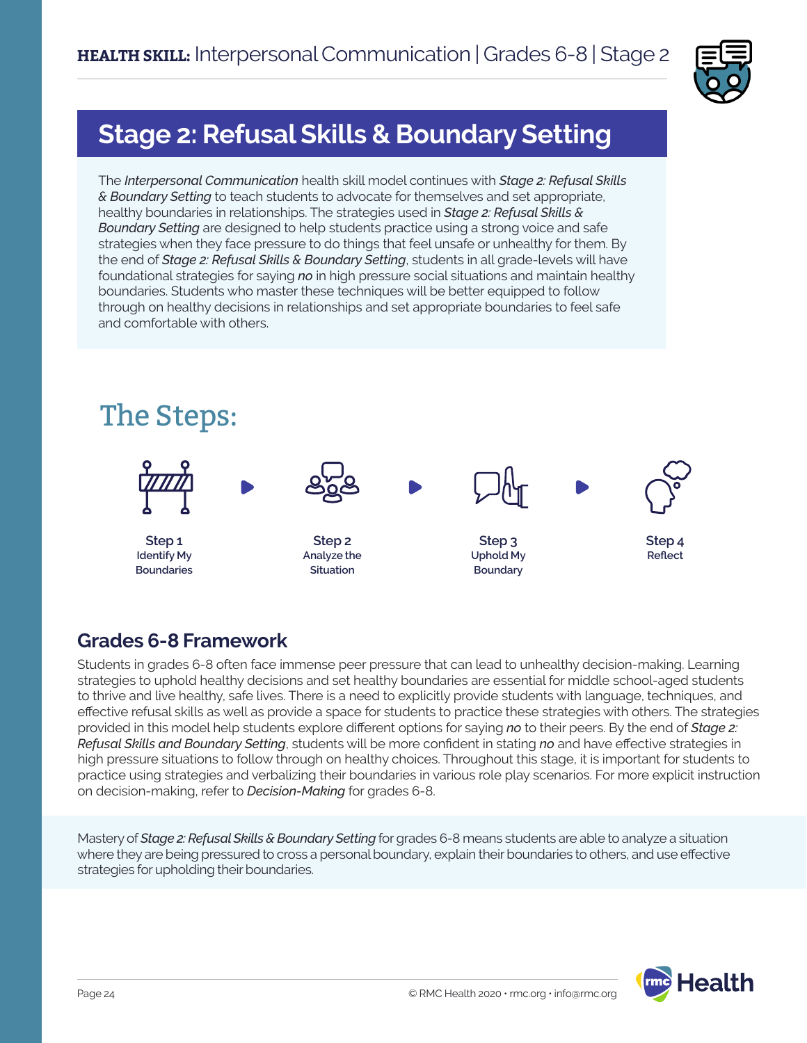**HEALTH SKILL:** Interpersonal Communication | Grades 6-8 | Stage 2

# Stage 2: Refusal Skills & Boundary Setting

The *Interpersonal Communication* health skill model continues with *Stage 2: Refusal Skills & Boundary Setting* to teach students to advocate for themselves and set appropriate, healthy boundaries in relationships. The strategies used in *Stage 2: Refusal Skills & Boundary Setting* are designed to help students practice using a strong voice and safe strategies when they face pressure to do things that feel unsafe or unhealthy for them. By the end of *Stage 2: Refusal Skills & Boundary Setting*, students in all grade-levels will have foundational strategies for saying ***no*** in high pressure social situations and maintain healthy boundaries. Students who master these techniques will be better equipped to follow through on healthy decisions in relationships and set appropriate boundaries to feel safe and comfortable with others.

## The Steps:

**Step 1** Identify My Boundaries → **Step 2** Analyze the Situation → **Step 3** Uphold My Boundary → **Step 4** Reflect

## Grades 6-8 Framework

Students in grades 6-8 often face immense peer pressure that can lead to unhealthy decision-making. Learning strategies to uphold healthy decisions and set healthy boundaries are essential for middle school-aged students to thrive and live healthy, safe lives. There is a need to explicitly provide students with language, techniques, and effective refusal skills as well as provide a space for students to practice these strategies with others. The strategies provided in this model help students explore different options for saying ***no*** to their peers. By the end of *Stage 2: Refusal Skills and Boundary Setting*, students will be more confident in stating ***no*** and have effective strategies in high pressure situations to follow through on healthy choices. Throughout this stage, it is important for students to practice using strategies and verbalizing their boundaries in various role play scenarios. For more explicit instruction on decision-making, refer to *Decision-Making* for grades 6-8.

Mastery of *Stage 2: Refusal Skills & Boundary Setting* for grades 6-8 means students are able to analyze a situation where they are being pressured to cross a personal boundary, explain their boundaries to others, and use effective strategies for upholding their boundaries.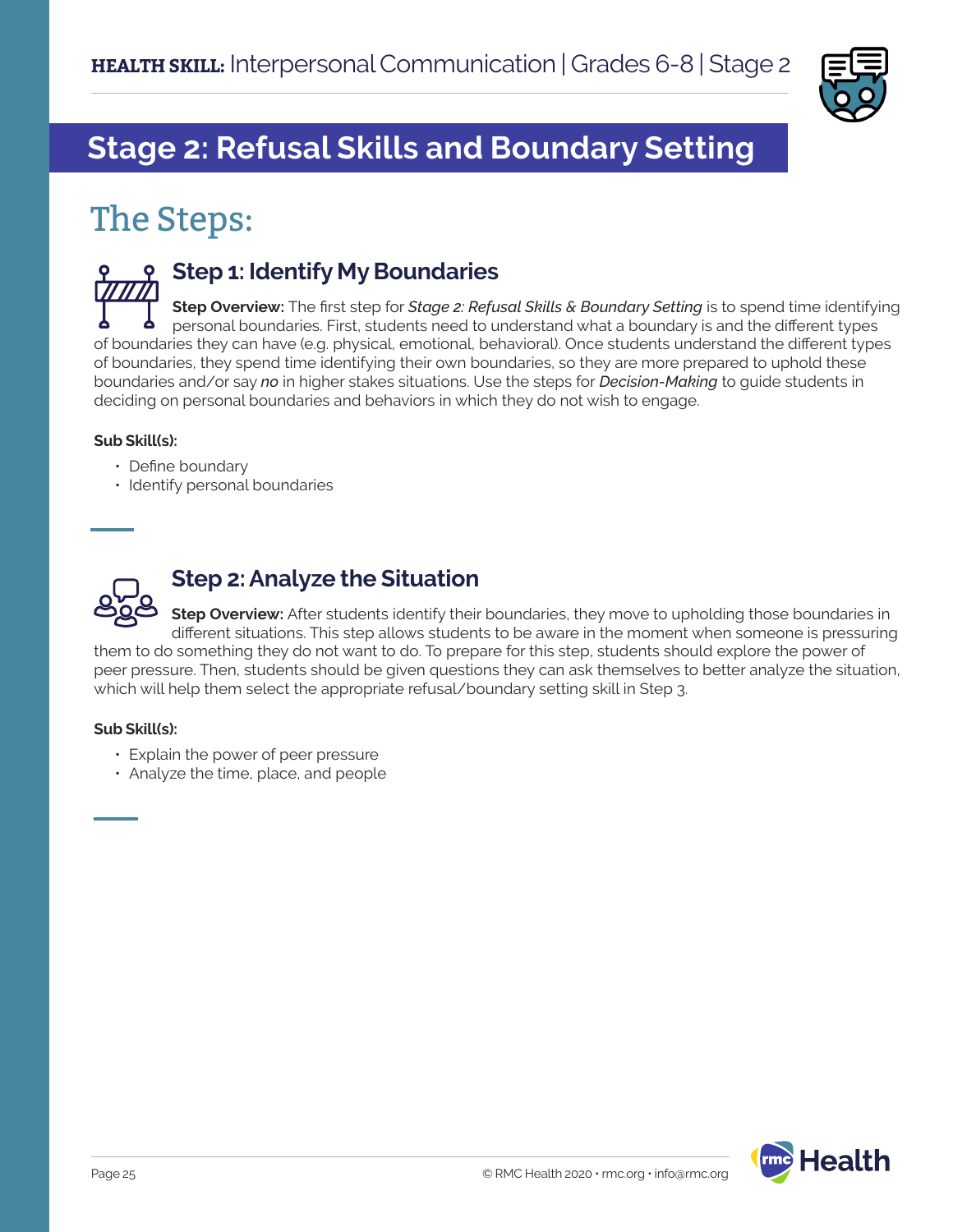## Stage 2: Refusal Skills and Boundary Setting

# The Steps:

### Step 1: Identify My Boundaries

**Step Overview:** The first step for *Stage 2: Refusal Skills & Boundary Setting* is to spend time identifying personal boundaries. First, students need to understand what a boundary is and the different types of boundaries they can have (e.g. physical, emotional, behavioral). Once students understand the different types of boundaries, they spend time identifying their own boundaries, so they are more prepared to uphold these boundaries and/or say ***no*** in higher stakes situations. Use the steps for *Decision-Making* to guide students in deciding on personal boundaries and behaviors in which they do not wish to engage.

**Sub Skill(s):**

- Define boundary
- Identify personal boundaries

### Step 2: Analyze the Situation

**Step Overview:** After students identify their boundaries, they move to upholding those boundaries in different situations. This step allows students to be aware in the moment when someone is pressuring them to do something they do not want to do. To prepare for this step, students should explore the power of peer pressure. Then, students should be given questions they can ask themselves to better analyze the situation, which will help them select the appropriate refusal/boundary setting skill in Step 3.

**Sub Skill(s):**

- Explain the power of peer pressure
- Analyze the time, place, and people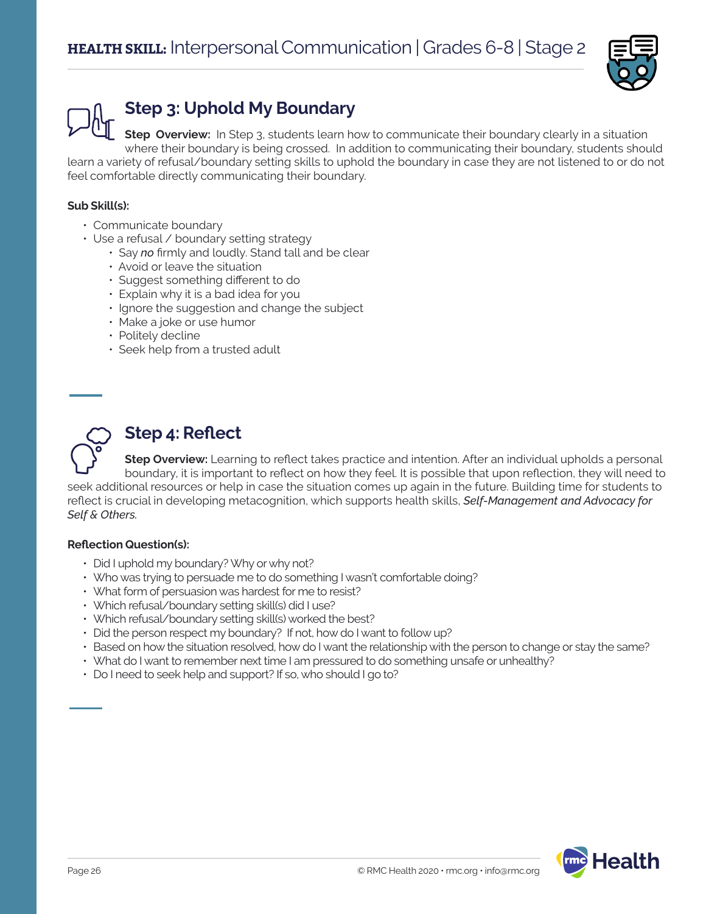## Step 3: Uphold My Boundary

**Step Overview:** In Step 3, students learn how to communicate their boundary clearly in a situation where their boundary is being crossed. In addition to communicating their boundary, students should learn a variety of refusal/boundary setting skills to uphold the boundary in case they are not listened to or do not feel comfortable directly communicating their boundary.

**Sub Skill(s):**

- Communicate boundary
- Use a refusal / boundary setting strategy
  - Say ***no*** firmly and loudly. Stand tall and be clear
  - Avoid or leave the situation
  - Suggest something different to do
  - Explain why it is a bad idea for you
  - Ignore the suggestion and change the subject
  - Make a joke or use humor
  - Politely decline
  - Seek help from a trusted adult

## Step 4: Reflect

**Step Overview:** Learning to reflect takes practice and intention. After an individual upholds a personal boundary, it is important to reflect on how they feel. It is possible that upon reflection, they will need to seek additional resources or help in case the situation comes up again in the future. Building time for students to reflect is crucial in developing metacognition, which supports health skills, ***Self-Management and Advocacy for Self & Others.***

**Reflection Question(s):**

- Did I uphold my boundary? Why or why not?
- Who was trying to persuade me to do something I wasn't comfortable doing?
- What form of persuasion was hardest for me to resist?
- Which refusal/boundary setting skill(s) did I use?
- Which refusal/boundary setting skill(s) worked the best?
- Did the person respect my boundary? If not, how do I want to follow up?
- Based on how the situation resolved, how do I want the relationship with the person to change or stay the same?
- What do I want to remember next time I am pressured to do something unsafe or unhealthy?
- Do I need to seek help and support? If so, who should I go to?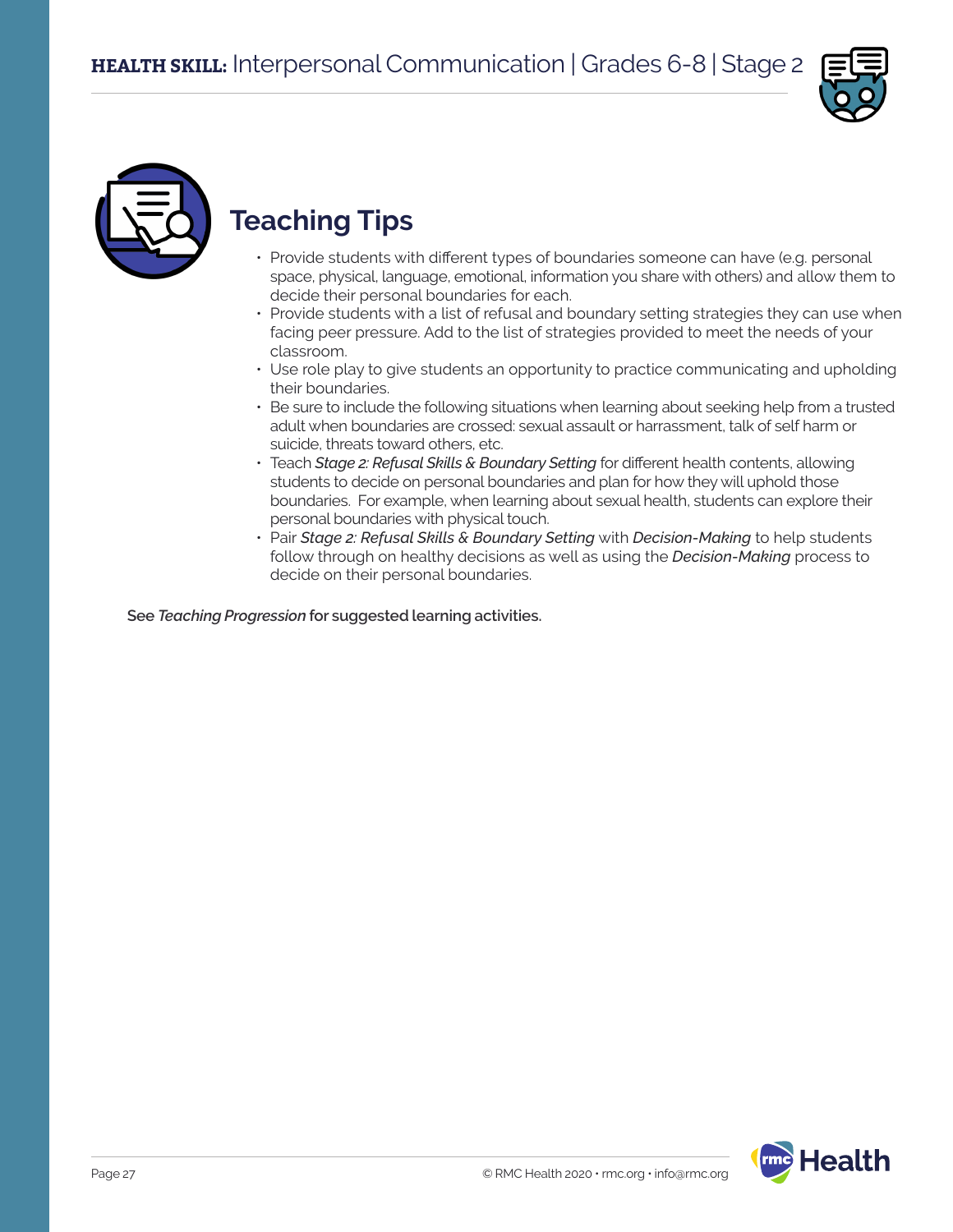## Teaching Tips

- Provide students with different types of boundaries someone can have (e.g. personal space, physical, language, emotional, information you share with others) and allow them to decide their personal boundaries for each.
- Provide students with a list of refusal and boundary setting strategies they can use when facing peer pressure. Add to the list of strategies provided to meet the needs of your classroom.
- Use role play to give students an opportunity to practice communicating and upholding their boundaries.
- Be sure to include the following situations when learning about seeking help from a trusted adult when boundaries are crossed: sexual assault or harrassment, talk of self harm or suicide, threats toward others, etc.
- Teach *Stage 2: Refusal Skills & Boundary Setting* for different health contents, allowing students to decide on personal boundaries and plan for how they will uphold those boundaries. For example, when learning about sexual health, students can explore their personal boundaries with physical touch.
- Pair *Stage 2: Refusal Skills & Boundary Setting* with *Decision-Making* to help students follow through on healthy decisions as well as using the *Decision-Making* process to decide on their personal boundaries.

**See *Teaching Progression* for suggested learning activities.**